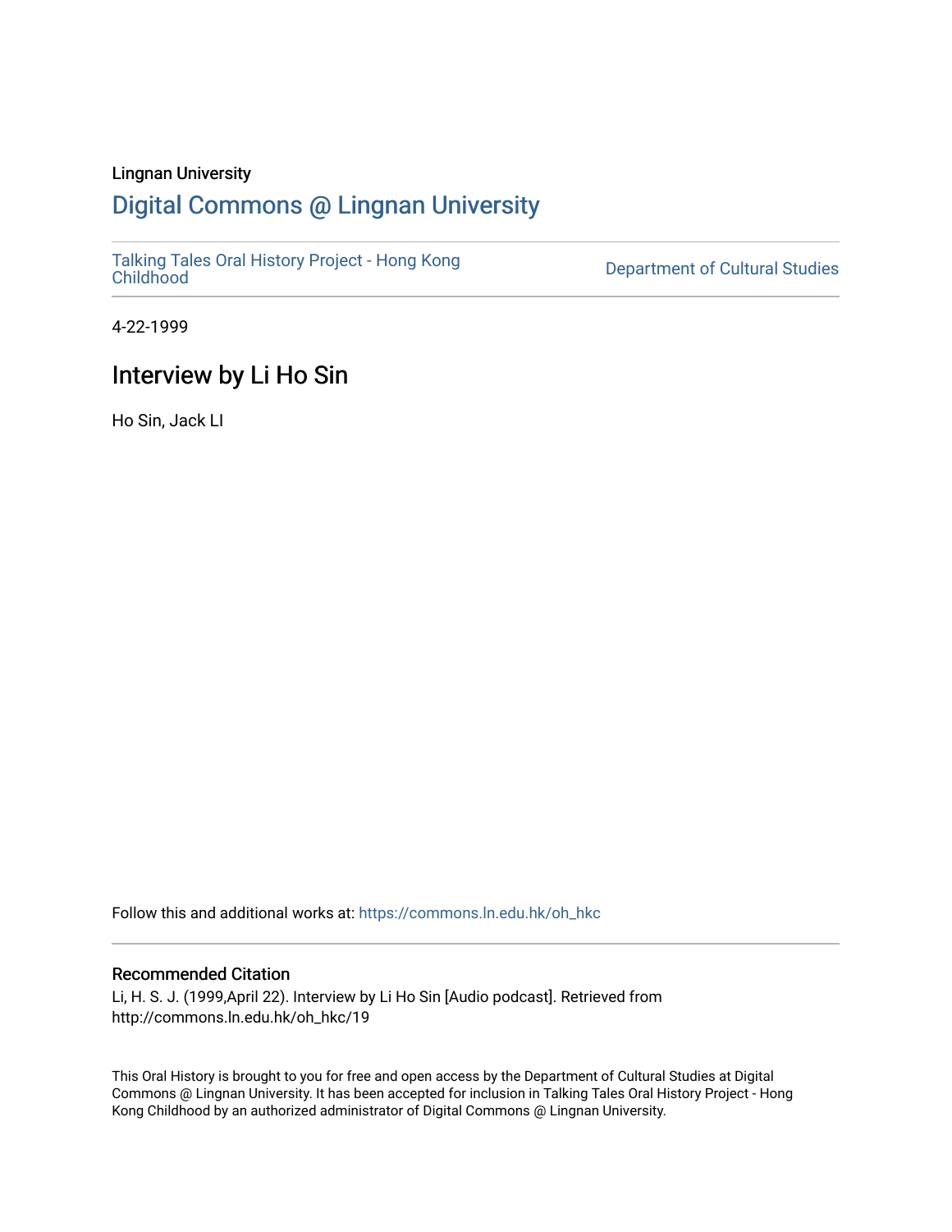Lingnan University

# Digital Commons @ Lingnan University

Talking Tales Oral History Project - Hong Kong Childhood

Department of Cultural Studies

4-22-1999

## Interview by Li Ho Sin

Ho Sin, Jack LI

Follow this and additional works at: https://commons.ln.edu.hk/oh_hkc

### Recommended Citation

Li, H. S. J. (1999,April 22). Interview by Li Ho Sin [Audio podcast]. Retrieved from http://commons.ln.edu.hk/oh_hkc/19

This Oral History is brought to you for free and open access by the Department of Cultural Studies at Digital Commons @ Lingnan University. It has been accepted for inclusion in Talking Tales Oral History Project - Hong Kong Childhood by an authorized administrator of Digital Commons @ Lingnan University.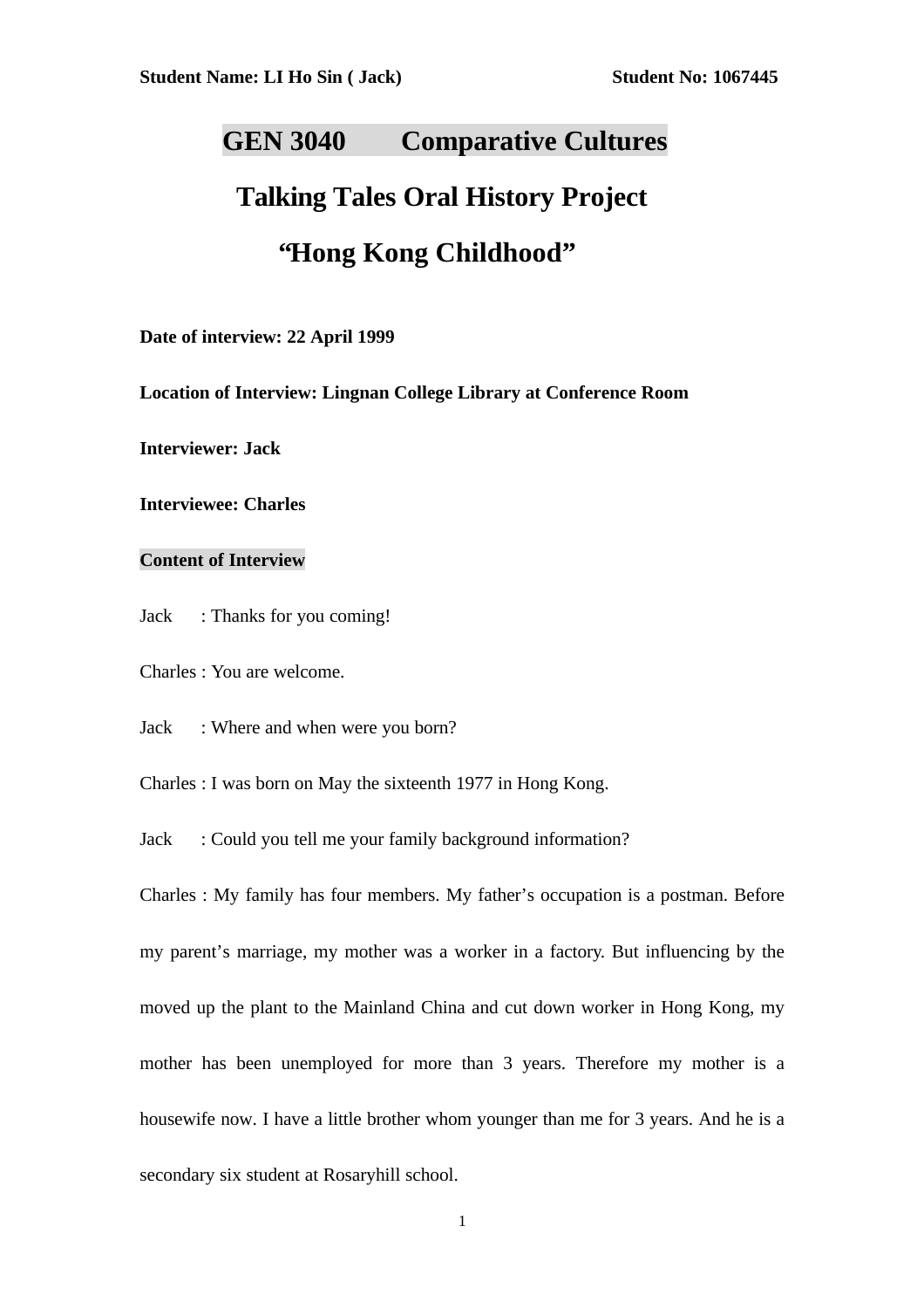**Student Name: LI Ho Sin ( Jack)** **Student No: 1067445**

# GEN 3040 Comparative Cultures

# Talking Tales Oral History Project

# "Hong Kong Childhood"

**Date of interview: 22 April 1999**

**Location of Interview: Lingnan College Library at Conference Room**

**Interviewer: Jack**

**Interviewee: Charles**

**Content of Interview**

Jack : Thanks for you coming!

Charles : You are welcome.

Jack : Where and when were you born?

Charles : I was born on May the sixteenth 1977 in Hong Kong.

Jack : Could you tell me your family background information?

Charles : My family has four members. My father's occupation is a postman. Before my parent's marriage, my mother was a worker in a factory. But influencing by the moved up the plant to the Mainland China and cut down worker in Hong Kong, my mother has been unemployed for more than 3 years. Therefore my mother is a housewife now. I have a little brother whom younger than me for 3 years. And he is a secondary six student at Rosaryhill school.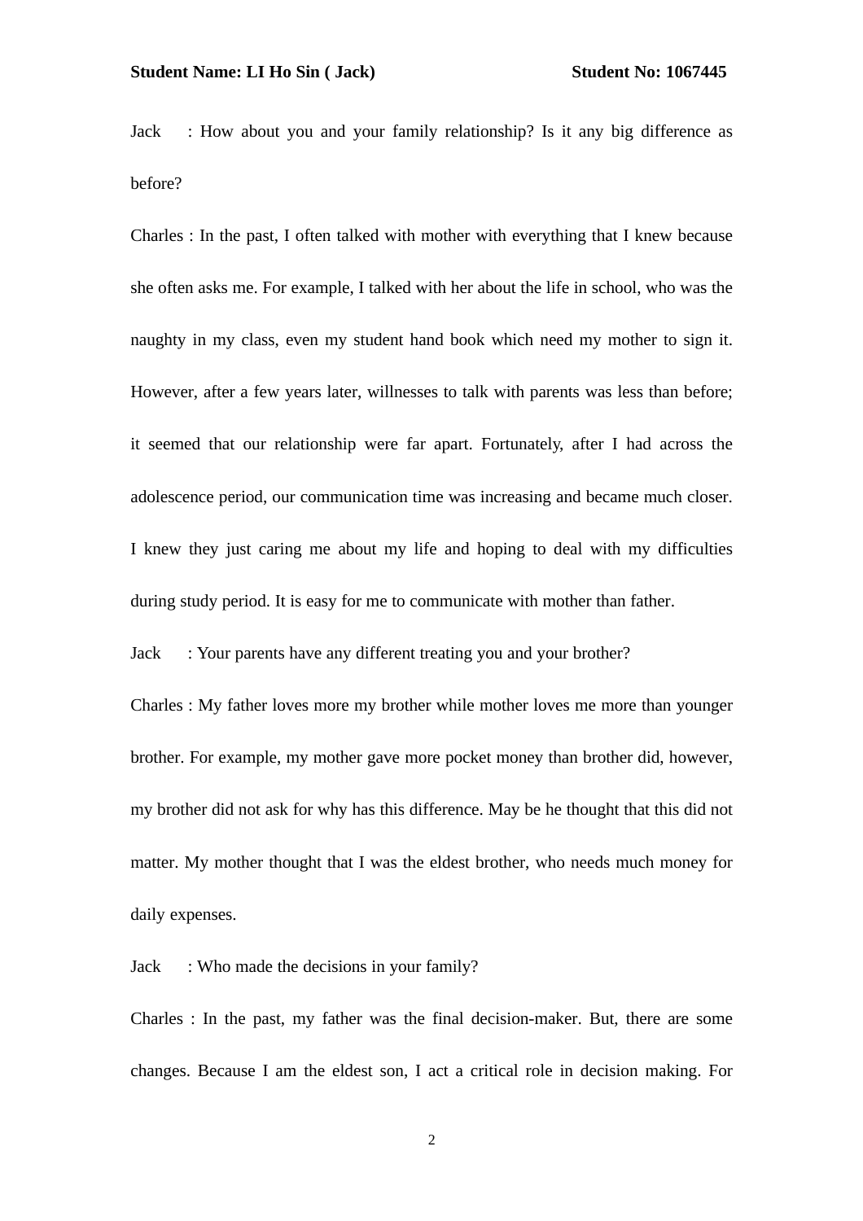Jack : How about you and your family relationship? Is it any big difference as before?

Charles : In the past, I often talked with mother with everything that I knew because she often asks me. For example, I talked with her about the life in school, who was the naughty in my class, even my student hand book which need my mother to sign it. However, after a few years later, willnesses to talk with parents was less than before; it seemed that our relationship were far apart. Fortunately, after I had across the adolescence period, our communication time was increasing and became much closer. I knew they just caring me about my life and hoping to deal with my difficulties during study period. It is easy for me to communicate with mother than father.

Jack : Your parents have any different treating you and your brother?

Charles : My father loves more my brother while mother loves me more than younger brother. For example, my mother gave more pocket money than brother did, however, my brother did not ask for why has this difference. May be he thought that this did not matter. My mother thought that I was the eldest brother, who needs much money for daily expenses.

Jack : Who made the decisions in your family?

Charles : In the past, my father was the final decision-maker. But, there are some changes. Because I am the eldest son, I act a critical role in decision making. For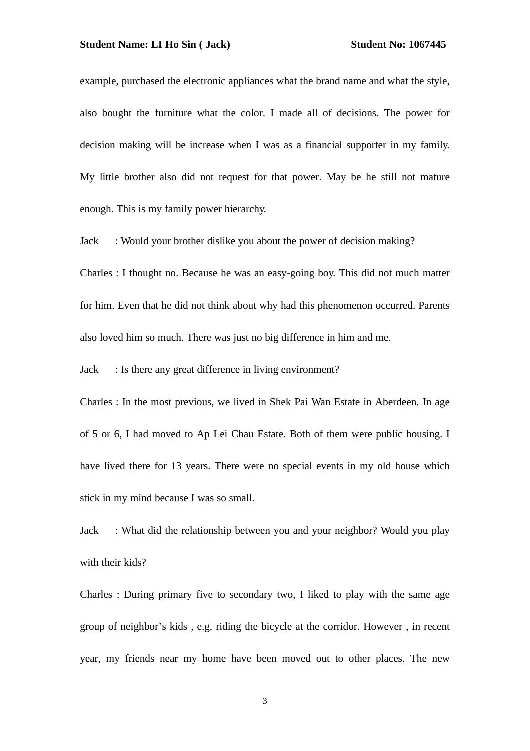example, purchased the electronic appliances what the brand name and what the style, also bought the furniture what the color. I made all of decisions. The power for decision making will be increase when I was as a financial supporter in my family. My little brother also did not request for that power. May be he still not mature enough. This is my family power hierarchy.

Jack : Would your brother dislike you about the power of decision making?

Charles : I thought no. Because he was an easy-going boy. This did not much matter for him. Even that he did not think about why had this phenomenon occurred. Parents also loved him so much. There was just no big difference in him and me.

Jack : Is there any great difference in living environment?

Charles : In the most previous, we lived in Shek Pai Wan Estate in Aberdeen. In age of 5 or 6, I had moved to Ap Lei Chau Estate. Both of them were public housing. I have lived there for 13 years. There were no special events in my old house which stick in my mind because I was so small.

Jack : What did the relationship between you and your neighbor? Would you play with their kids?

Charles : During primary five to secondary two, I liked to play with the same age group of neighbor's kids , e.g. riding the bicycle at the corridor. However , in recent year, my friends near my home have been moved out to other places. The new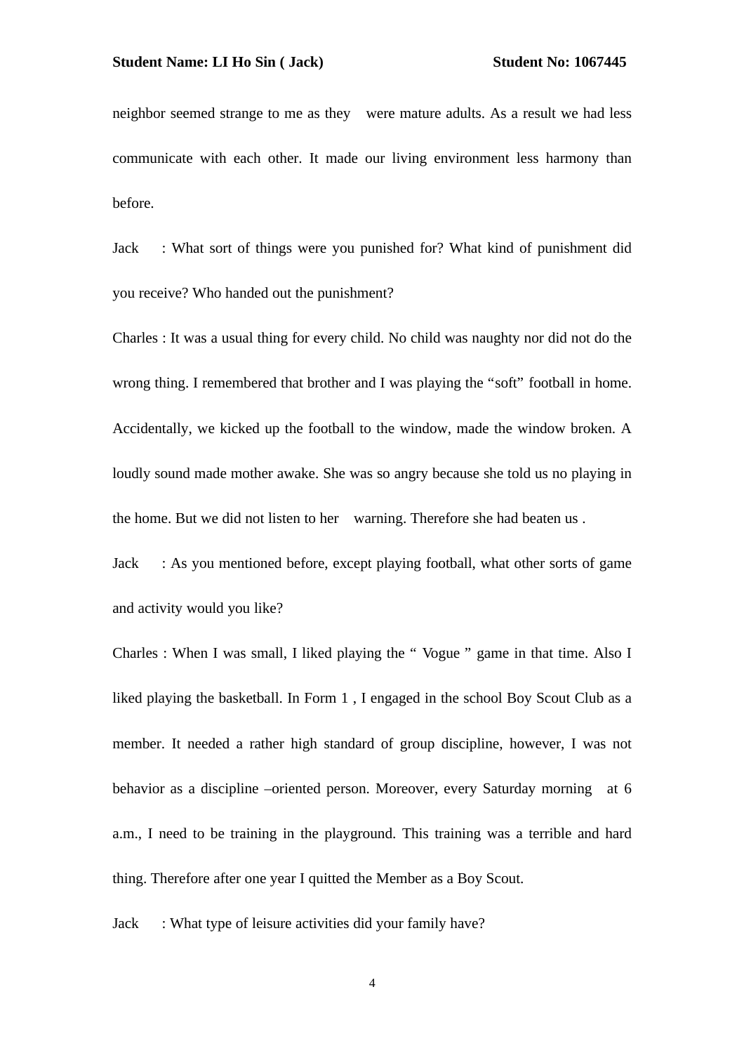neighbor seemed strange to me as they were mature adults. As a result we had less communicate with each other. It made our living environment less harmony than before.

Jack : What sort of things were you punished for? What kind of punishment did you receive? Who handed out the punishment?

Charles : It was a usual thing for every child. No child was naughty nor did not do the wrong thing. I remembered that brother and I was playing the "soft" football in home. Accidentally, we kicked up the football to the window, made the window broken. A loudly sound made mother awake. She was so angry because she told us no playing in the home. But we did not listen to her warning. Therefore she had beaten us .

Jack : As you mentioned before, except playing football, what other sorts of game and activity would you like?

Charles : When I was small, I liked playing the " Vogue " game in that time. Also I liked playing the basketball. In Form 1 , I engaged in the school Boy Scout Club as a member. It needed a rather high standard of group discipline, however, I was not behavior as a discipline –oriented person. Moreover, every Saturday morning at 6 a.m., I need to be training in the playground. This training was a terrible and hard thing. Therefore after one year I quitted the Member as a Boy Scout.

Jack : What type of leisure activities did your family have?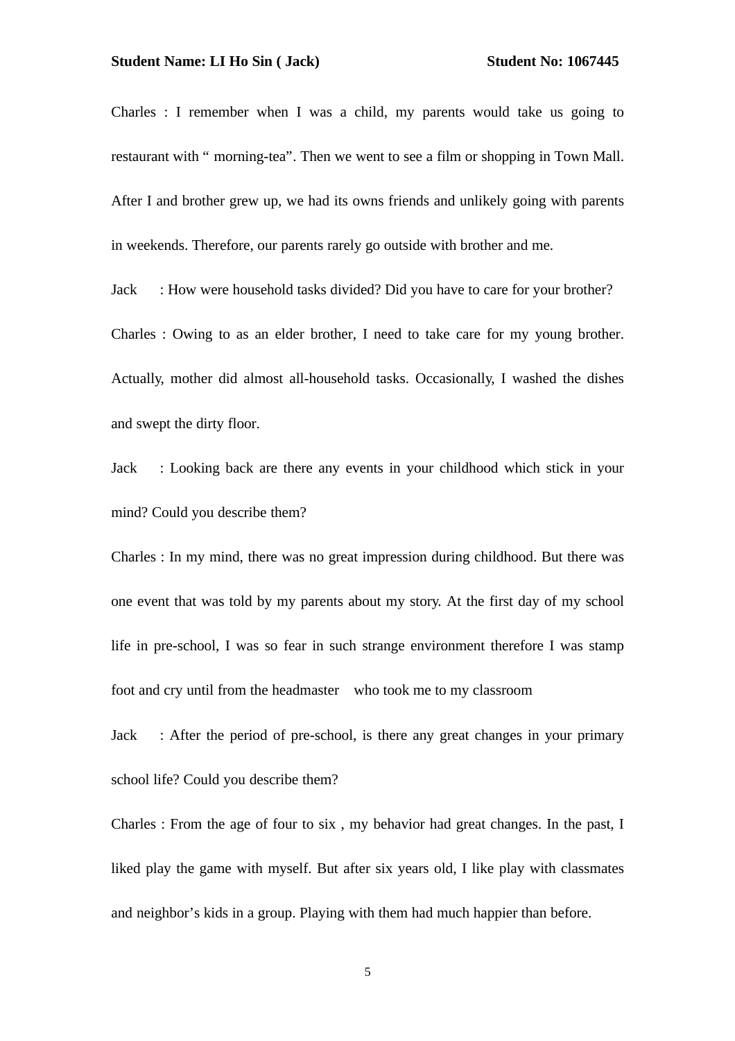Charles : I remember when I was a child, my parents would take us going to restaurant with " morning-tea". Then we went to see a film or shopping in Town Mall. After I and brother grew up, we had its owns friends and unlikely going with parents in weekends. Therefore, our parents rarely go outside with brother and me.

Jack : How were household tasks divided? Did you have to care for your brother?

Charles : Owing to as an elder brother, I need to take care for my young brother. Actually, mother did almost all-household tasks. Occasionally, I washed the dishes and swept the dirty floor.

Jack : Looking back are there any events in your childhood which stick in your mind? Could you describe them?

Charles : In my mind, there was no great impression during childhood. But there was one event that was told by my parents about my story. At the first day of my school life in pre-school, I was so fear in such strange environment therefore I was stamp foot and cry until from the headmaster who took me to my classroom

Jack : After the period of pre-school, is there any great changes in your primary school life? Could you describe them?

Charles : From the age of four to six , my behavior had great changes. In the past, I liked play the game with myself. But after six years old, I like play with classmates and neighbor's kids in a group. Playing with them had much happier than before.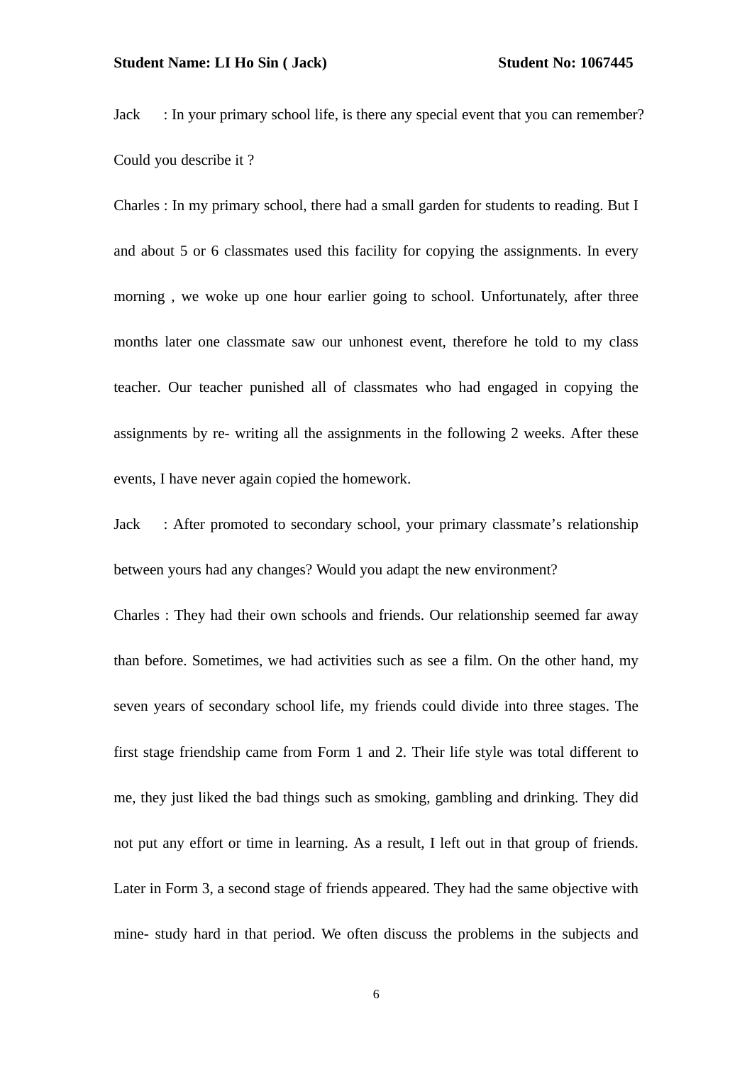Jack : In your primary school life, is there any special event that you can remember? Could you describe it ?

Charles : In my primary school, there had a small garden for students to reading. But I and about 5 or 6 classmates used this facility for copying the assignments. In every morning , we woke up one hour earlier going to school. Unfortunately, after three months later one classmate saw our unhonest event, therefore he told to my class teacher. Our teacher punished all of classmates who had engaged in copying the assignments by re- writing all the assignments in the following 2 weeks. After these events, I have never again copied the homework.

Jack : After promoted to secondary school, your primary classmate's relationship between yours had any changes? Would you adapt the new environment?

Charles : They had their own schools and friends. Our relationship seemed far away than before. Sometimes, we had activities such as see a film. On the other hand, my seven years of secondary school life, my friends could divide into three stages. The first stage friendship came from Form 1 and 2. Their life style was total different to me, they just liked the bad things such as smoking, gambling and drinking. They did not put any effort or time in learning. As a result, I left out in that group of friends. Later in Form 3, a second stage of friends appeared. They had the same objective with mine- study hard in that period. We often discuss the problems in the subjects and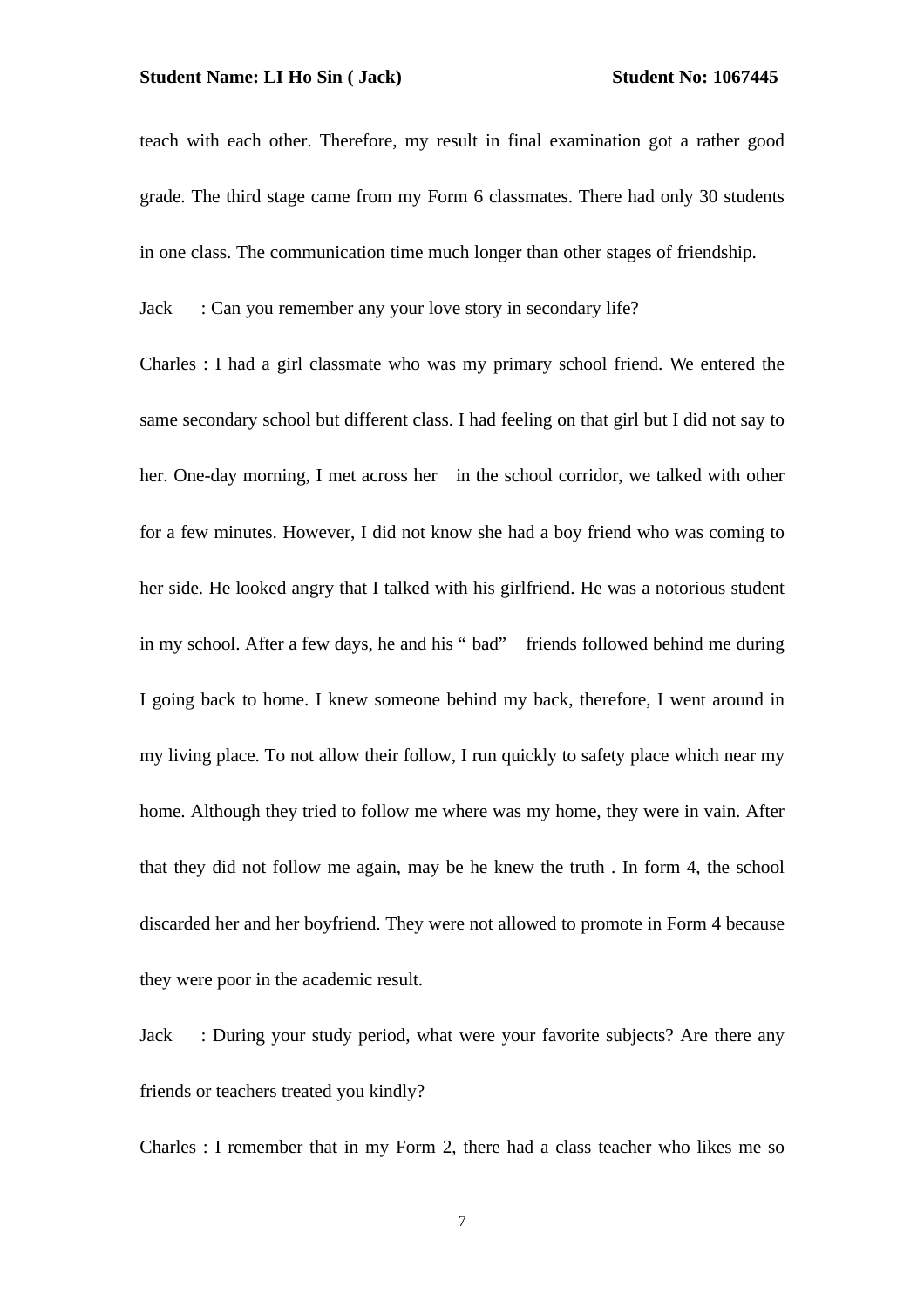teach with each other. Therefore, my result in final examination got a rather good grade. The third stage came from my Form 6 classmates. There had only 30 students in one class. The communication time much longer than other stages of friendship.

Jack : Can you remember any your love story in secondary life?

Charles : I had a girl classmate who was my primary school friend. We entered the same secondary school but different class. I had feeling on that girl but I did not say to her. One-day morning, I met across her in the school corridor, we talked with other for a few minutes. However, I did not know she had a boy friend who was coming to her side. He looked angry that I talked with his girlfriend. He was a notorious student in my school. After a few days, he and his " bad" friends followed behind me during I going back to home. I knew someone behind my back, therefore, I went around in my living place. To not allow their follow, I run quickly to safety place which near my home. Although they tried to follow me where was my home, they were in vain. After that they did not follow me again, may be he knew the truth . In form 4, the school discarded her and her boyfriend. They were not allowed to promote in Form 4 because they were poor in the academic result.

Jack : During your study period, what were your favorite subjects? Are there any friends or teachers treated you kindly?

Charles : I remember that in my Form 2, there had a class teacher who likes me so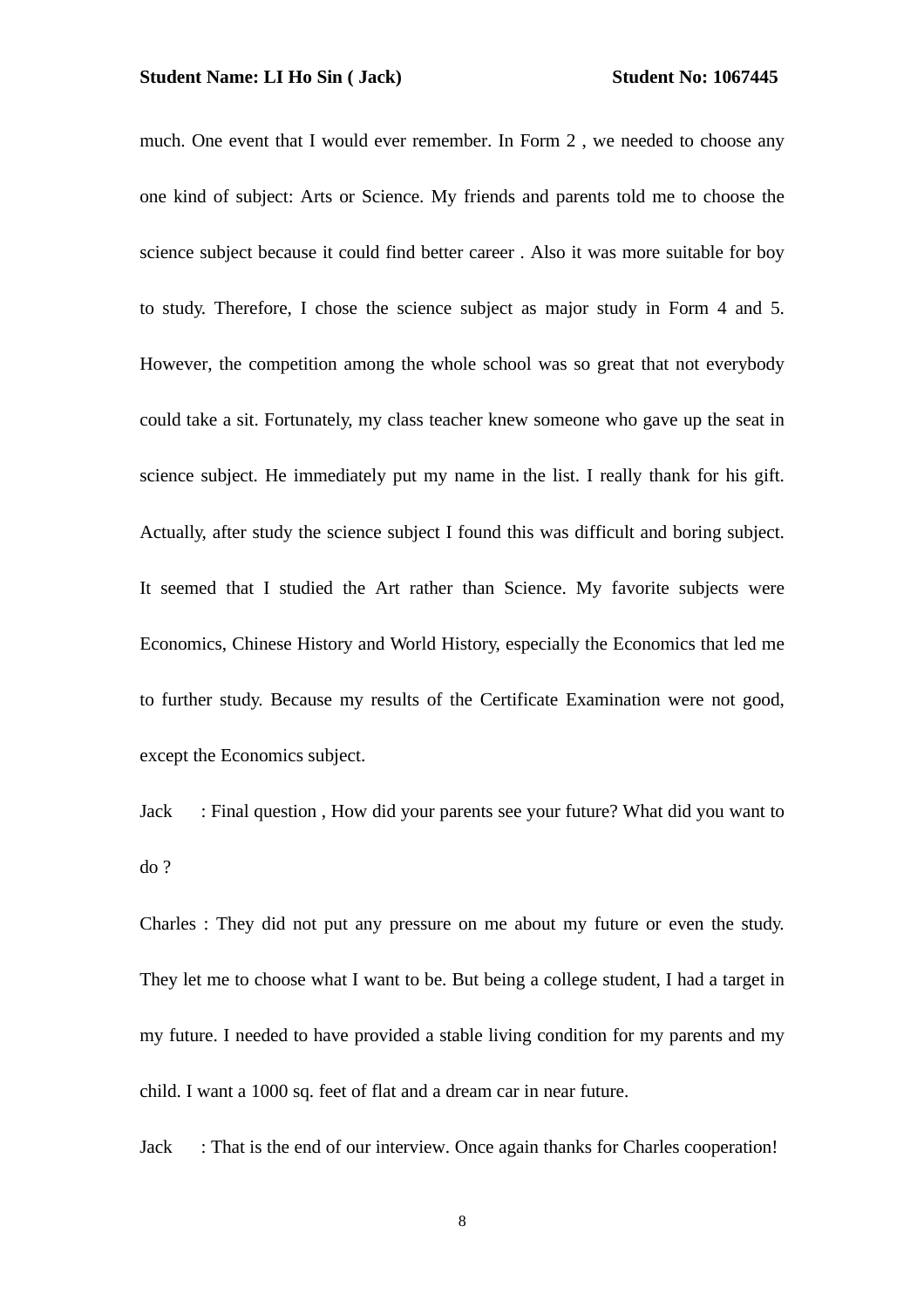much. One event that I would ever remember. In Form 2 , we needed to choose any one kind of subject: Arts or Science. My friends and parents told me to choose the science subject because it could find better career . Also it was more suitable for boy to study. Therefore, I chose the science subject as major study in Form 4 and 5. However, the competition among the whole school was so great that not everybody could take a sit. Fortunately, my class teacher knew someone who gave up the seat in science subject. He immediately put my name in the list. I really thank for his gift. Actually, after study the science subject I found this was difficult and boring subject. It seemed that I studied the Art rather than Science. My favorite subjects were Economics, Chinese History and World History, especially the Economics that led me to further study. Because my results of the Certificate Examination were not good, except the Economics subject.

Jack : Final question , How did your parents see your future? What did you want to do ?

Charles : They did not put any pressure on me about my future or even the study. They let me to choose what I want to be. But being a college student, I had a target in my future. I needed to have provided a stable living condition for my parents and my child. I want a 1000 sq. feet of flat and a dream car in near future.

Jack : That is the end of our interview. Once again thanks for Charles cooperation!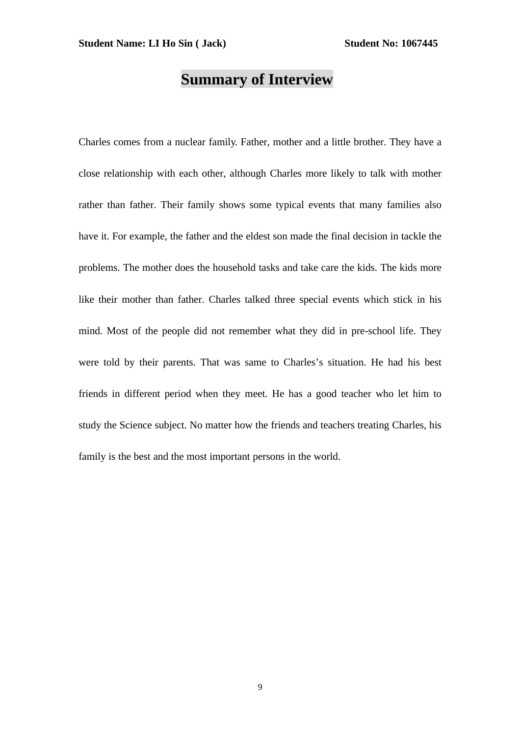# Summary of Interview

Charles comes from a nuclear family. Father, mother and a little brother. They have a close relationship with each other, although Charles more likely to talk with mother rather than father. Their family shows some typical events that many families also have it. For example, the father and the eldest son made the final decision in tackle the problems. The mother does the household tasks and take care the kids. The kids more like their mother than father. Charles talked three special events which stick in his mind. Most of the people did not remember what they did in pre-school life. They were told by their parents. That was same to Charles's situation. He had his best friends in different period when they meet. He has a good teacher who let him to study the Science subject. No matter how the friends and teachers treating Charles, his family is the best and the most important persons in the world.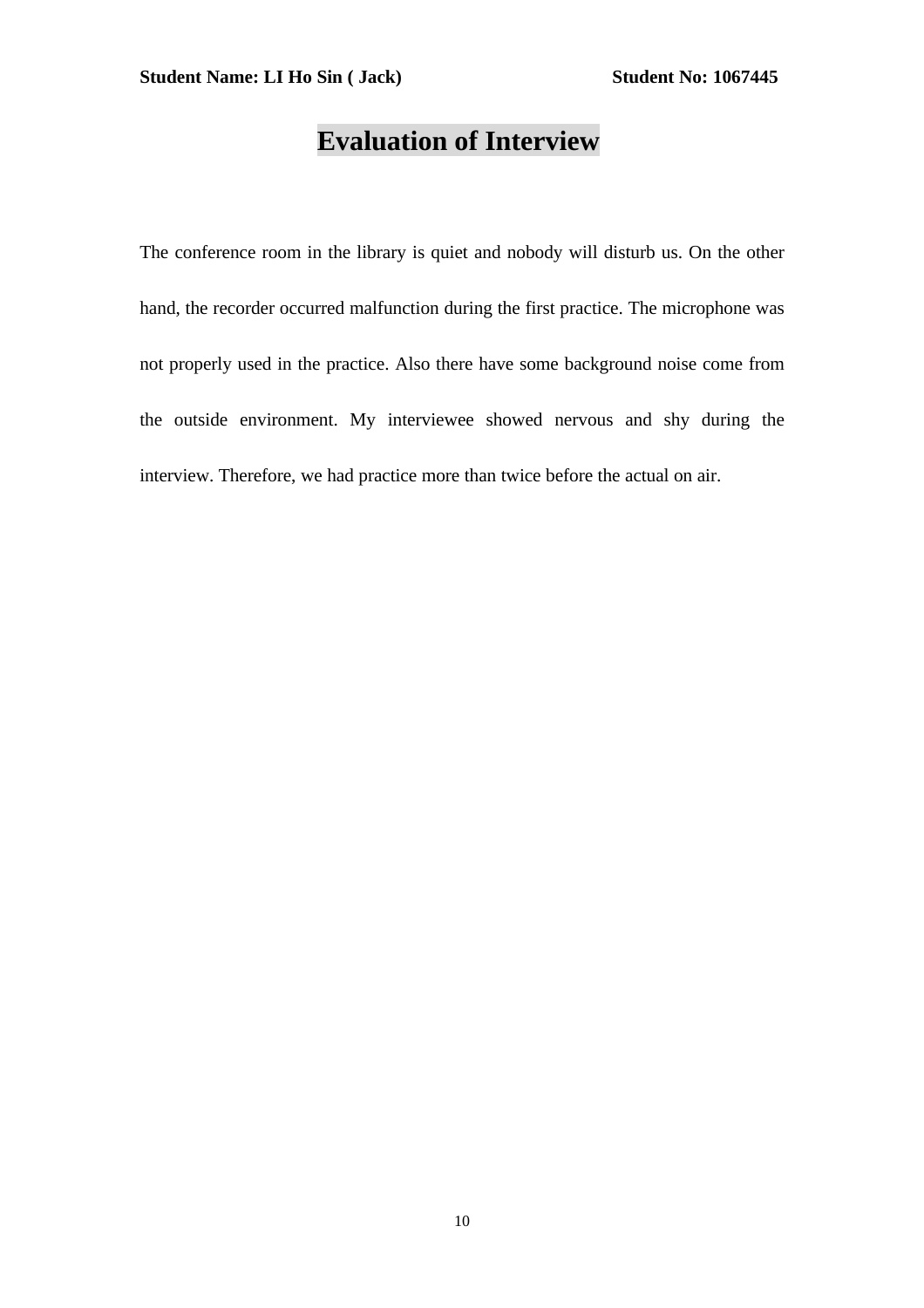# Evaluation of Interview

The conference room in the library is quiet and nobody will disturb us. On the other hand, the recorder occurred malfunction during the first practice. The microphone was not properly used in the practice. Also there have some background noise come from the outside environment. My interviewee showed nervous and shy during the interview. Therefore, we had practice more than twice before the actual on air.